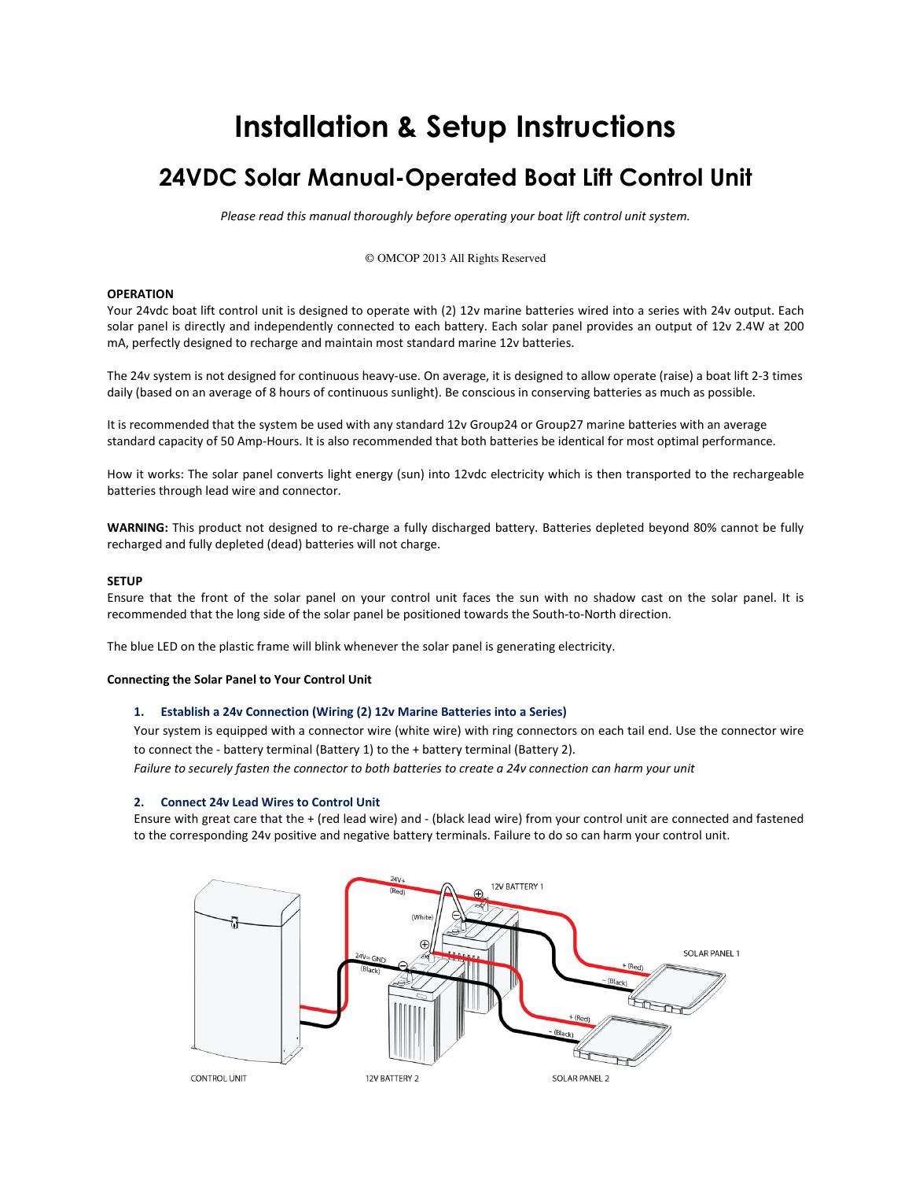# Installation & Setup Instructions

## 24VDC Solar Manual-Operated Boat Lift Control Unit

*Please read this manual thoroughly before operating your boat lift control unit system.*

© OMCOP 2013 All Rights Reserved

**OPERATION**

Your 24vdc boat lift control unit is designed to operate with (2) 12v marine batteries wired into a series with 24v output. Each solar panel is directly and independently connected to each battery. Each solar panel provides an output of 12v 2.4W at 200 mA, perfectly designed to recharge and maintain most standard marine 12v batteries.

The 24v system is not designed for continuous heavy-use. On average, it is designed to allow operate (raise) a boat lift 2-3 times daily (based on an average of 8 hours of continuous sunlight). Be conscious in conserving batteries as much as possible.

It is recommended that the system be used with any standard 12v Group24 or Group27 marine batteries with an average standard capacity of 50 Amp-Hours. It is also recommended that both batteries be identical for most optimal performance.

How it works: The solar panel converts light energy (sun) into 12vdc electricity which is then transported to the rechargeable batteries through lead wire and connector.

**WARNING:** This product not designed to re-charge a fully discharged battery. Batteries depleted beyond 80% cannot be fully recharged and fully depleted (dead) batteries will not charge.

**SETUP**

Ensure that the front of the solar panel on your control unit faces the sun with no shadow cast on the solar panel. It is recommended that the long side of the solar panel be positioned towards the South-to-North direction.

The blue LED on the plastic frame will blink whenever the solar panel is generating electricity.

**Connecting the Solar Panel to Your Control Unit**

1. **Establish a 24v Connection (Wiring (2) 12v Marine Batteries into a Series)**

   Your system is equipped with a connector wire (white wire) with ring connectors on each tail end. Use the connector wire to connect the - battery terminal (Battery 1) to the + battery terminal (Battery 2).

   *Failure to securely fasten the connector to both batteries to create a 24v connection can harm your unit*

2. **Connect 24v Lead Wires to Control Unit**

   Ensure with great care that the + (red lead wire) and - (black lead wire) from your control unit are connected and fastened to the corresponding 24v positive and negative battery terminals. Failure to do so can harm your control unit.

24V+ (Red) | (White) | 12V BATTERY 1 | 24V= GND (Black) | + (Red) | - (Black) | SOLAR PANEL 1 | + (Red) | - (Black) | CONTROL UNIT | 12V BATTERY 2 | SOLAR PANEL 2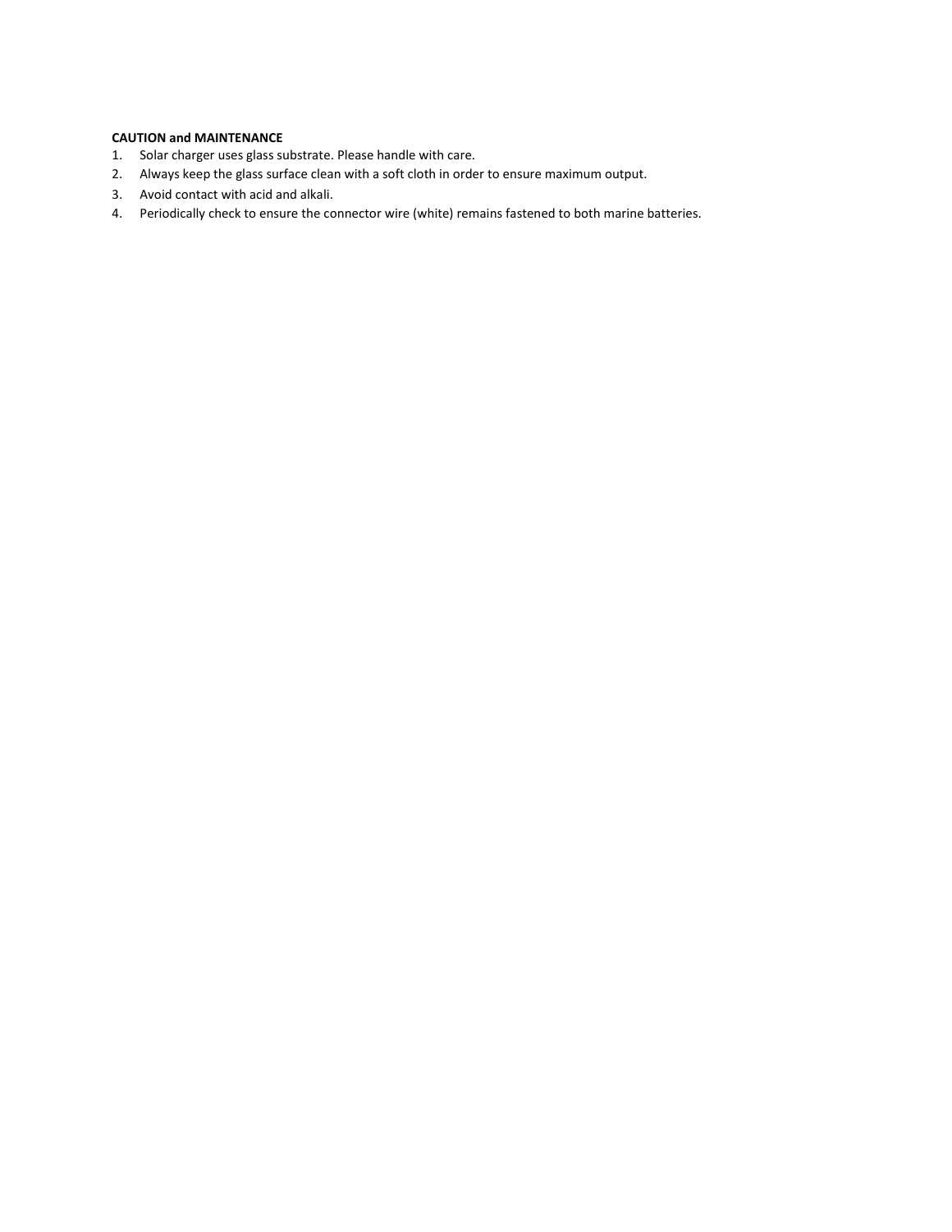**CAUTION and MAINTENANCE**

1. Solar charger uses glass substrate. Please handle with care.
2. Always keep the glass surface clean with a soft cloth in order to ensure maximum output.
3. Avoid contact with acid and alkali.
4. Periodically check to ensure the connector wire (white) remains fastened to both marine batteries.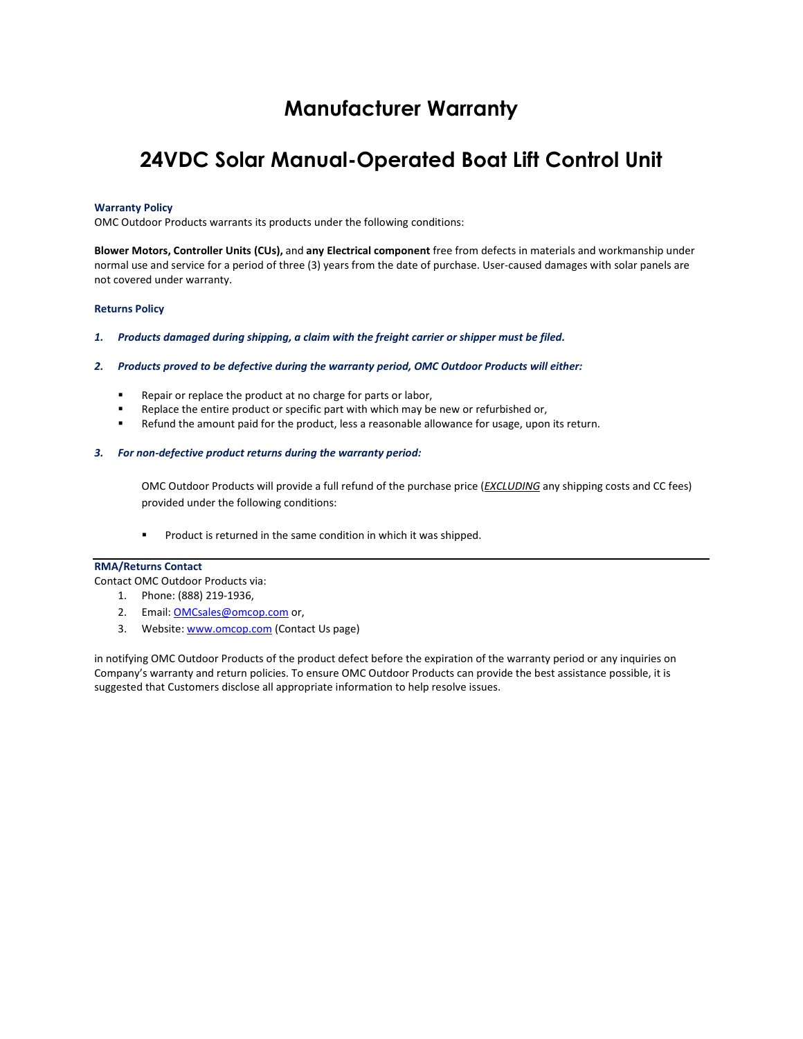# Manufacturer Warranty

# 24VDC Solar Manual-Operated Boat Lift Control Unit

**Warranty Policy**

OMC Outdoor Products warrants its products under the following conditions:

**Blower Motors, Controller Units (CUs),** and **any Electrical component** free from defects in materials and workmanship under normal use and service for a period of three (3) years from the date of purchase. User-caused damages with solar panels are not covered under warranty.

**Returns Policy**

1. ***Products damaged during shipping, a claim with the freight carrier or shipper must be filed.***

2. ***Products proved to be defective during the warranty period, OMC Outdoor Products will either:***

   - Repair or replace the product at no charge for parts or labor,
   - Replace the entire product or specific part with which may be new or refurbished or,
   - Refund the amount paid for the product, less a reasonable allowance for usage, upon its return.

3. ***For non-defective product returns during the warranty period:***

   OMC Outdoor Products will provide a full refund of the purchase price (***EXCLUDING*** any shipping costs and CC fees) provided under the following conditions:

   - Product is returned in the same condition in which it was shipped.

---

**RMA/Returns Contact**

Contact OMC Outdoor Products via:

1. Phone: (888) 219-1936,
2. Email: OMCsales@omcop.com or,
3. Website: www.omcop.com (Contact Us page)

in notifying OMC Outdoor Products of the product defect before the expiration of the warranty period or any inquiries on Company's warranty and return policies. To ensure OMC Outdoor Products can provide the best assistance possible, it is suggested that Customers disclose all appropriate information to help resolve issues.